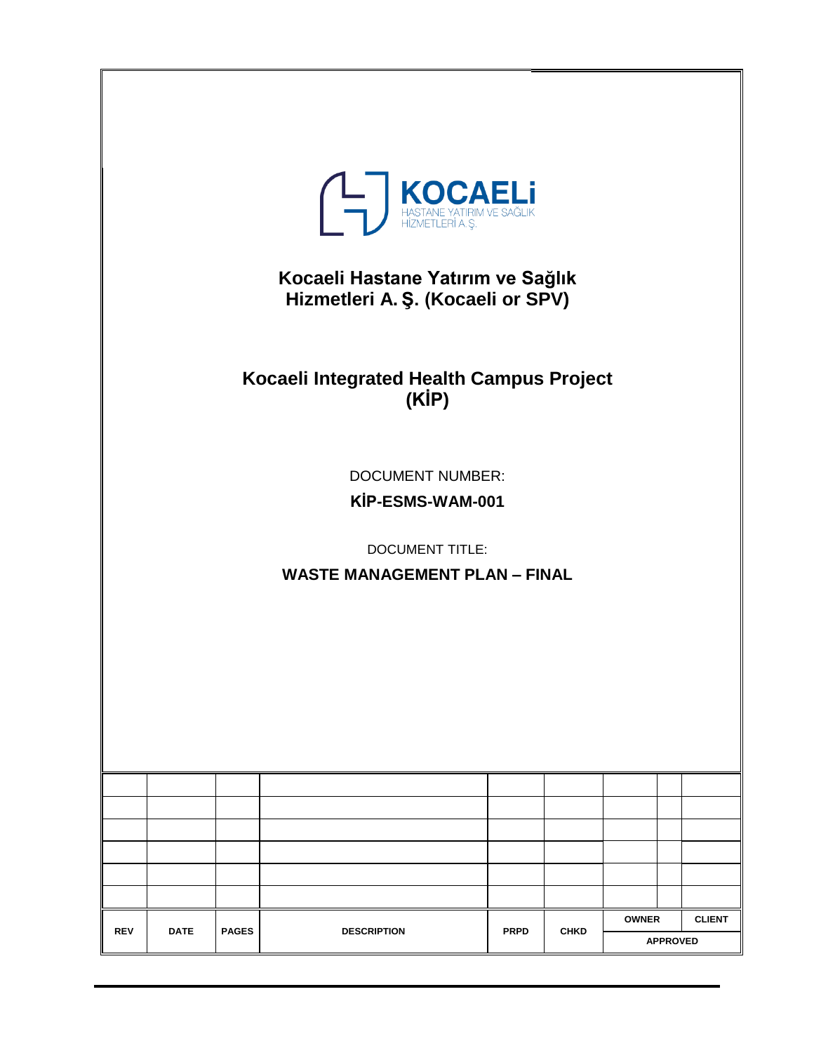KOCAELİ
HASTANE YATIRIM VE SAĞLIK
HİZMETLERİ A.Ş.

**Kocaeli Hastane Yatırım ve Sağlık Hizmetleri A. Ş. (Kocaeli or SPV)**

**Kocaeli Integrated Health Campus Project (KİP)**

DOCUMENT NUMBER:

**KİP-ESMS-WAM-001**

DOCUMENT TITLE:

**WASTE MANAGEMENT PLAN – FINAL**

| | | | | | | | | |
|---|---|---|---|---|---|---|---|---|
| | | | | | | | | |
| | | | | | | | | |
| | | | | | | | | |
| | | | | | | | | |
| | | | | | | | | |
| | | | | | | | | |
| **REV** | **DATE** | **PAGES** | **DESCRIPTION** | **PRPD** | **CHKD** | **OWNER** | | **CLIENT** |
| | | | | | | **APPROVED** | | |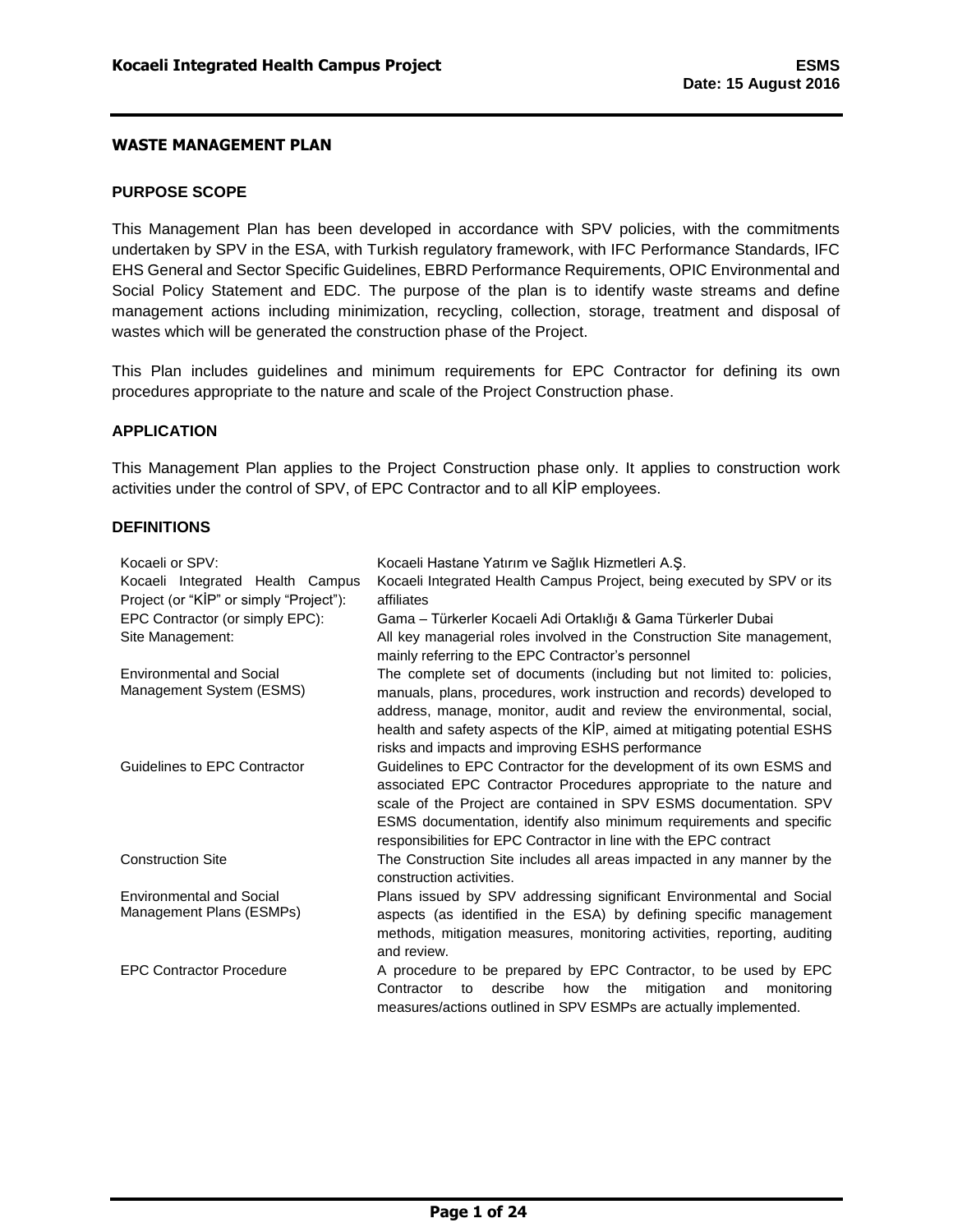## WASTE MANAGEMENT PLAN

### PURPOSE SCOPE

This Management Plan has been developed in accordance with SPV policies, with the commitments undertaken by SPV in the ESA, with Turkish regulatory framework, with IFC Performance Standards, IFC EHS General and Sector Specific Guidelines, EBRD Performance Requirements, OPIC Environmental and Social Policy Statement and EDC. The purpose of the plan is to identify waste streams and define management actions including minimization, recycling, collection, storage, treatment and disposal of wastes which will be generated the construction phase of the Project.

This Plan includes guidelines and minimum requirements for EPC Contractor for defining its own procedures appropriate to the nature and scale of the Project Construction phase.

### APPLICATION

This Management Plan applies to the Project Construction phase only. It applies to construction work activities under the control of SPV, of EPC Contractor and to all KİP employees.

### DEFINITIONS

| | |
|---|---|
| Kocaeli or SPV: | Kocaeli Hastane Yatırım ve Sağlık Hizmetleri A.Ş. |
| Kocaeli Integrated Health Campus Project (or "KİP" or simply "Project"): | Kocaeli Integrated Health Campus Project, being executed by SPV or its affiliates |
| EPC Contractor (or simply EPC): | Gama – Türkerler Kocaeli Adi Ortaklığı & Gama Türkerler Dubai |
| Site Management: | All key managerial roles involved in the Construction Site management, mainly referring to the EPC Contractor's personnel |
| Environmental and Social Management System (ESMS) | The complete set of documents (including but not limited to: policies, manuals, plans, procedures, work instruction and records) developed to address, manage, monitor, audit and review the environmental, social, health and safety aspects of the KİP, aimed at mitigating potential ESHS risks and impacts and improving ESHS performance |
| Guidelines to EPC Contractor | Guidelines to EPC Contractor for the development of its own ESMS and associated EPC Contractor Procedures appropriate to the nature and scale of the Project are contained in SPV ESMS documentation. SPV ESMS documentation, identify also minimum requirements and specific responsibilities for EPC Contractor in line with the EPC contract |
| Construction Site | The Construction Site includes all areas impacted in any manner by the construction activities. |
| Environmental and Social Management Plans (ESMPs) | Plans issued by SPV addressing significant Environmental and Social aspects (as identified in the ESA) by defining specific management methods, mitigation measures, monitoring activities, reporting, auditing and review. |
| EPC Contractor Procedure | A procedure to be prepared by EPC Contractor, to be used by EPC Contractor to describe how the mitigation and monitoring measures/actions outlined in SPV ESMPs are actually implemented. |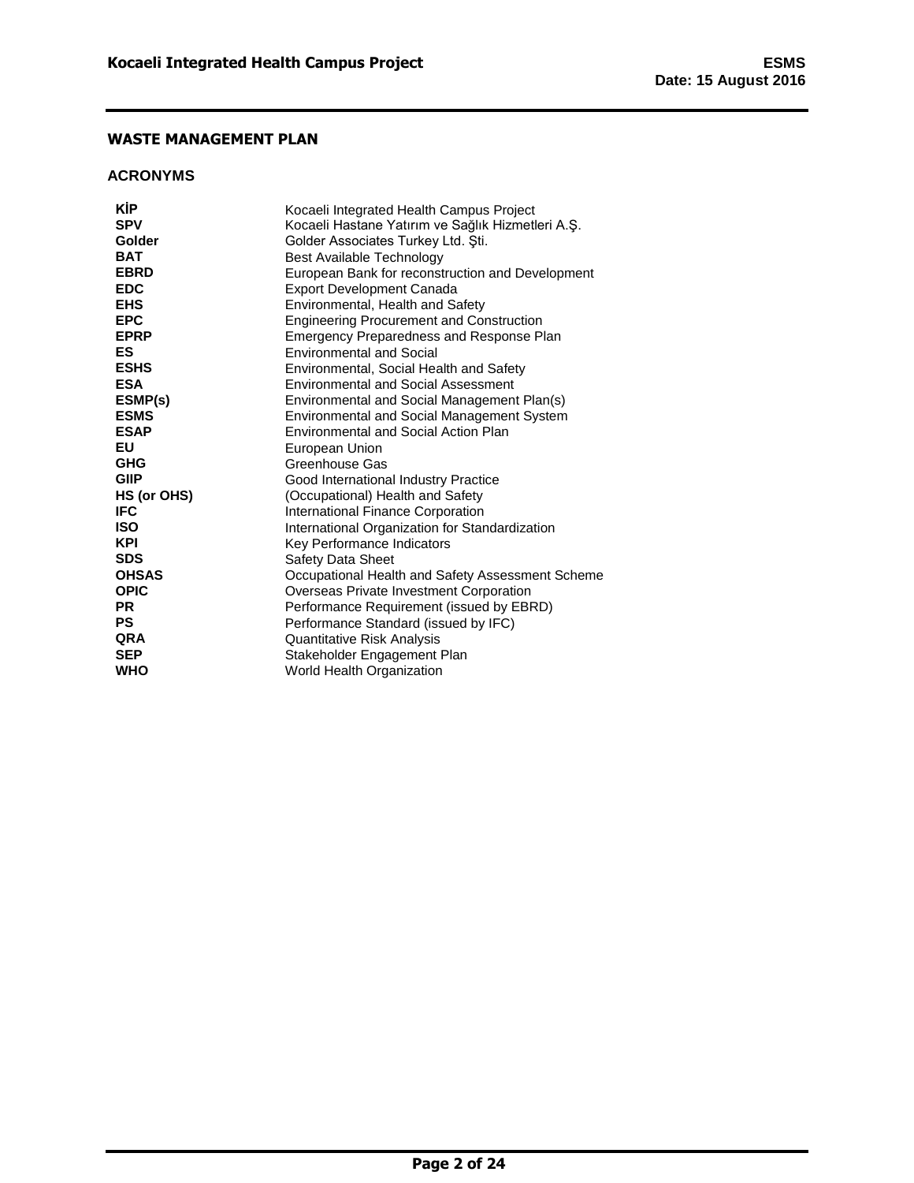## WASTE MANAGEMENT PLAN

### ACRONYMS

| | |
|---|---|
| **KİP** | Kocaeli Integrated Health Campus Project |
| **SPV** | Kocaeli Hastane Yatırım ve Sağlık Hizmetleri A.Ş. |
| **Golder** | Golder Associates Turkey Ltd. Şti. |
| **BAT** | Best Available Technology |
| **EBRD** | European Bank for reconstruction and Development |
| **EDC** | Export Development Canada |
| **EHS** | Environmental, Health and Safety |
| **EPC** | Engineering Procurement and Construction |
| **EPRP** | Emergency Preparedness and Response Plan |
| **ES** | Environmental and Social |
| **ESHS** | Environmental, Social Health and Safety |
| **ESA** | Environmental and Social Assessment |
| **ESMP(s)** | Environmental and Social Management Plan(s) |
| **ESMS** | Environmental and Social Management System |
| **ESAP** | Environmental and Social Action Plan |
| **EU** | European Union |
| **GHG** | Greenhouse Gas |
| **GIIP** | Good International Industry Practice |
| **HS (or OHS)** | (Occupational) Health and Safety |
| **IFC** | International Finance Corporation |
| **ISO** | International Organization for Standardization |
| **KPI** | Key Performance Indicators |
| **SDS** | Safety Data Sheet |
| **OHSAS** | Occupational Health and Safety Assessment Scheme |
| **OPIC** | Overseas Private Investment Corporation |
| **PR** | Performance Requirement (issued by EBRD) |
| **PS** | Performance Standard (issued by IFC) |
| **QRA** | Quantitative Risk Analysis |
| **SEP** | Stakeholder Engagement Plan |
| **WHO** | World Health Organization |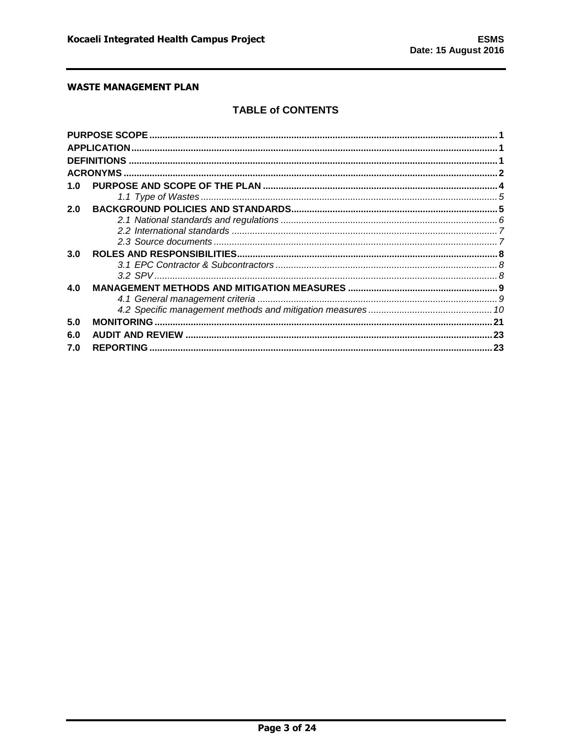**WASTE MANAGEMENT PLAN**

## TABLE of CONTENTS

| | | |
|---|---|---|
| **PURPOSE SCOPE** | | **1** |
| **APPLICATION** | | **1** |
| **DEFINITIONS** | | **1** |
| **ACRONYMS** | | **2** |
| **1.0** | **PURPOSE AND SCOPE OF THE PLAN** | **4** |
| | *1.1 Type of Wastes* | *5* |
| **2.0** | **BACKGROUND POLICIES AND STANDARDS** | **5** |
| | *2.1 National standards and regulations* | *6* |
| | *2.2 International standards* | *7* |
| | *2.3 Source documents* | *7* |
| **3.0** | **ROLES AND RESPONSIBILITIES** | **8** |
| | *3.1 EPC Contractor & Subcontractors* | *8* |
| | *3.2 SPV* | *8* |
| **4.0** | **MANAGEMENT METHODS AND MITIGATION MEASURES** | **9** |
| | *4.1 General management criteria* | *9* |
| | *4.2 Specific management methods and mitigation measures* | *10* |
| **5.0** | **MONITORING** | **21** |
| **6.0** | **AUDIT AND REVIEW** | **23** |
| **7.0** | **REPORTING** | **23** |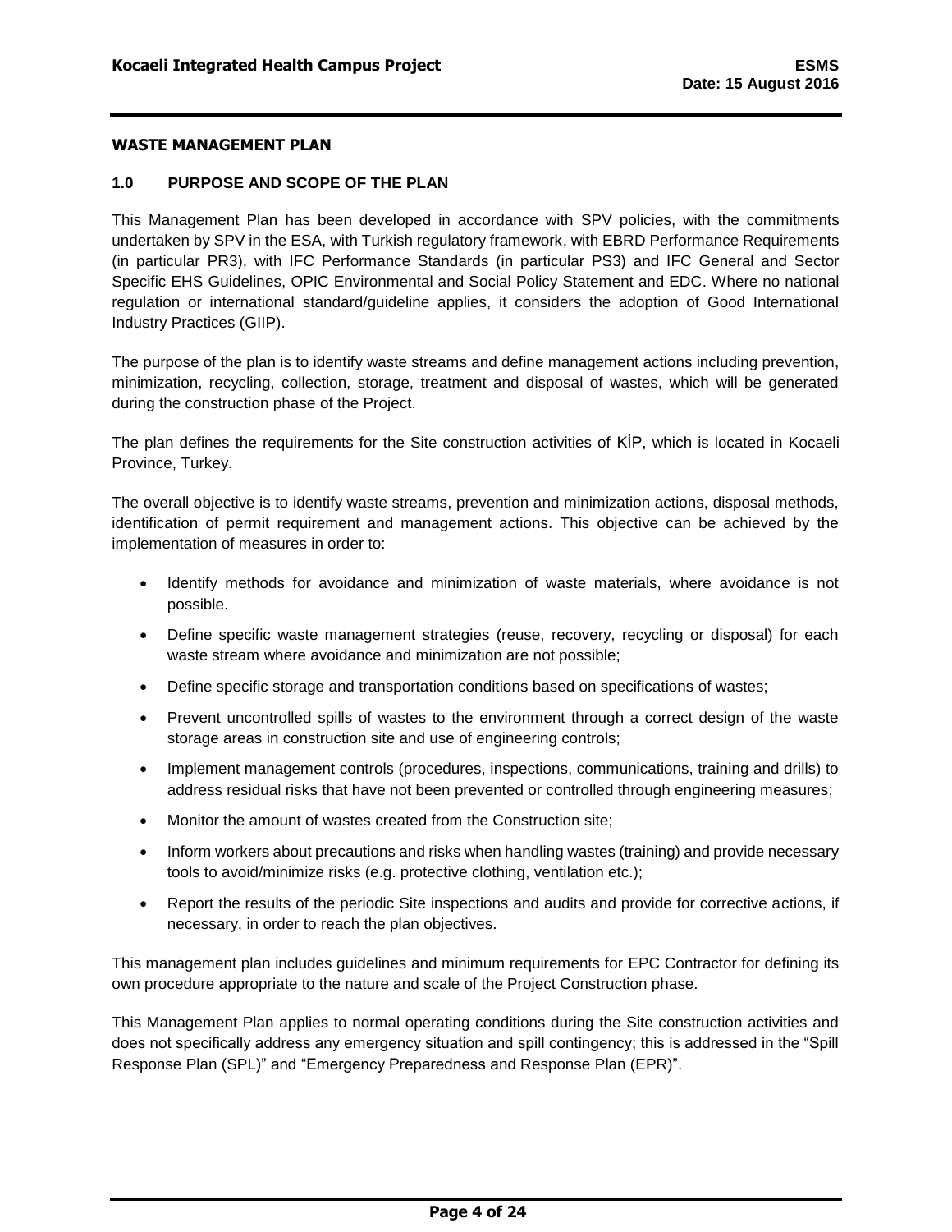## WASTE MANAGEMENT PLAN

### 1.0 PURPOSE AND SCOPE OF THE PLAN

This Management Plan has been developed in accordance with SPV policies, with the commitments undertaken by SPV in the ESA, with Turkish regulatory framework, with EBRD Performance Requirements (in particular PR3), with IFC Performance Standards (in particular PS3) and IFC General and Sector Specific EHS Guidelines, OPIC Environmental and Social Policy Statement and EDC. Where no national regulation or international standard/guideline applies, it considers the adoption of Good International Industry Practices (GIIP).

The purpose of the plan is to identify waste streams and define management actions including prevention, minimization, recycling, collection, storage, treatment and disposal of wastes, which will be generated during the construction phase of the Project.

The plan defines the requirements for the Site construction activities of KİP, which is located in Kocaeli Province, Turkey.

The overall objective is to identify waste streams, prevention and minimization actions, disposal methods, identification of permit requirement and management actions. This objective can be achieved by the implementation of measures in order to:

- Identify methods for avoidance and minimization of waste materials, where avoidance is not possible.
- Define specific waste management strategies (reuse, recovery, recycling or disposal) for each waste stream where avoidance and minimization are not possible;
- Define specific storage and transportation conditions based on specifications of wastes;
- Prevent uncontrolled spills of wastes to the environment through a correct design of the waste storage areas in construction site and use of engineering controls;
- Implement management controls (procedures, inspections, communications, training and drills) to address residual risks that have not been prevented or controlled through engineering measures;
- Monitor the amount of wastes created from the Construction site;
- Inform workers about precautions and risks when handling wastes (training) and provide necessary tools to avoid/minimize risks (e.g. protective clothing, ventilation etc.);
- Report the results of the periodic Site inspections and audits and provide for corrective actions, if necessary, in order to reach the plan objectives.

This management plan includes guidelines and minimum requirements for EPC Contractor for defining its own procedure appropriate to the nature and scale of the Project Construction phase.

This Management Plan applies to normal operating conditions during the Site construction activities and does not specifically address any emergency situation and spill contingency; this is addressed in the "Spill Response Plan (SPL)" and "Emergency Preparedness and Response Plan (EPR)".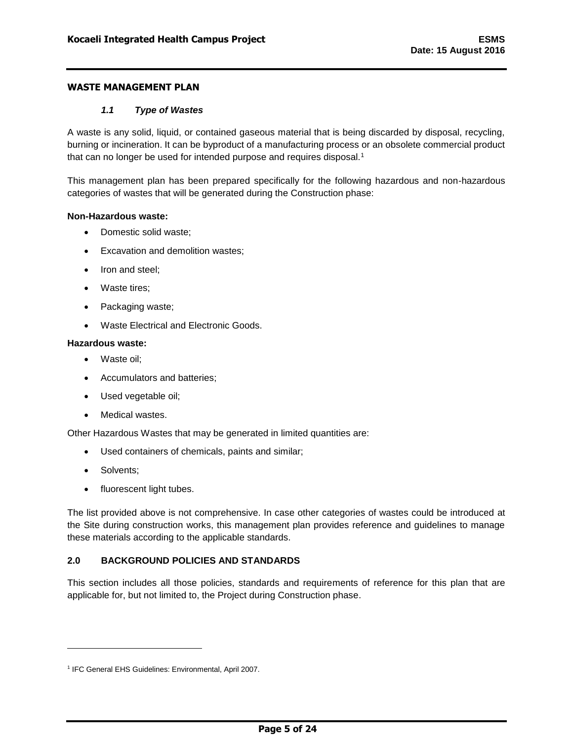## WASTE MANAGEMENT PLAN

### *1.1 Type of Wastes*

A waste is any solid, liquid, or contained gaseous material that is being discarded by disposal, recycling, burning or incineration. It can be byproduct of a manufacturing process or an obsolete commercial product that can no longer be used for intended purpose and requires disposal.[1]

This management plan has been prepared specifically for the following hazardous and non-hazardous categories of wastes that will be generated during the Construction phase:

**Non-Hazardous waste:**

- Domestic solid waste;
- Excavation and demolition wastes;
- Iron and steel;
- Waste tires;
- Packaging waste;
- Waste Electrical and Electronic Goods.

**Hazardous waste:**

- Waste oil;
- Accumulators and batteries;
- Used vegetable oil;
- Medical wastes.

Other Hazardous Wastes that may be generated in limited quantities are:

- Used containers of chemicals, paints and similar;
- Solvents;
- fluorescent light tubes.

The list provided above is not comprehensive. In case other categories of wastes could be introduced at the Site during construction works, this management plan provides reference and guidelines to manage these materials according to the applicable standards.

## 2.0 BACKGROUND POLICIES AND STANDARDS

This section includes all those policies, standards and requirements of reference for this plan that are applicable for, but not limited to, the Project during Construction phase.

[1] IFC General EHS Guidelines: Environmental, April 2007.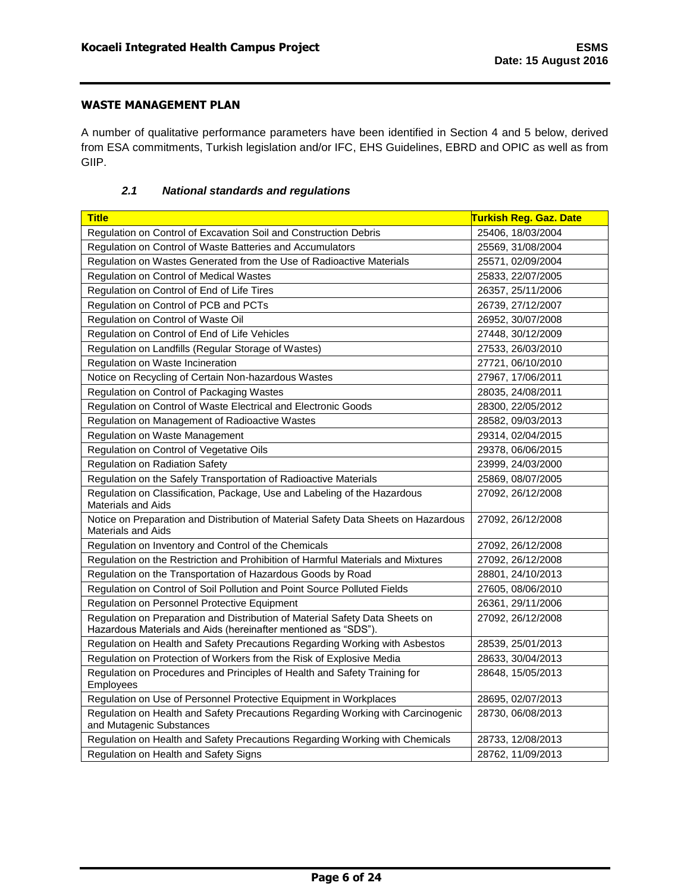## WASTE MANAGEMENT PLAN

A number of qualitative performance parameters have been identified in Section 4 and 5 below, derived from ESA commitments, Turkish legislation and/or IFC, EHS Guidelines, EBRD and OPIC as well as from GIIP.

### *2.1 National standards and regulations*

| Title | Turkish Reg. Gaz. Date |
|---|---|
| Regulation on Control of Excavation Soil and Construction Debris | 25406, 18/03/2004 |
| Regulation on Control of Waste Batteries and Accumulators | 25569, 31/08/2004 |
| Regulation on Wastes Generated from the Use of Radioactive Materials | 25571, 02/09/2004 |
| Regulation on Control of Medical Wastes | 25833, 22/07/2005 |
| Regulation on Control of End of Life Tires | 26357, 25/11/2006 |
| Regulation on Control of PCB and PCTs | 26739, 27/12/2007 |
| Regulation on Control of Waste Oil | 26952, 30/07/2008 |
| Regulation on Control of End of Life Vehicles | 27448, 30/12/2009 |
| Regulation on Landfills (Regular Storage of Wastes) | 27533, 26/03/2010 |
| Regulation on Waste Incineration | 27721, 06/10/2010 |
| Notice on Recycling of Certain Non-hazardous Wastes | 27967, 17/06/2011 |
| Regulation on Control of Packaging Wastes | 28035, 24/08/2011 |
| Regulation on Control of Waste Electrical and Electronic Goods | 28300, 22/05/2012 |
| Regulation on Management of Radioactive Wastes | 28582, 09/03/2013 |
| Regulation on Waste Management | 29314, 02/04/2015 |
| Regulation on Control of Vegetative Oils | 29378, 06/06/2015 |
| Regulation on Radiation Safety | 23999, 24/03/2000 |
| Regulation on the Safely Transportation of Radioactive Materials | 25869, 08/07/2005 |
| Regulation on Classification, Package, Use and Labeling of the Hazardous Materials and Aids | 27092, 26/12/2008 |
| Notice on Preparation and Distribution of Material Safety Data Sheets on Hazardous Materials and Aids | 27092, 26/12/2008 |
| Regulation on Inventory and Control of the Chemicals | 27092, 26/12/2008 |
| Regulation on the Restriction and Prohibition of Harmful Materials and Mixtures | 27092, 26/12/2008 |
| Regulation on the Transportation of Hazardous Goods by Road | 28801, 24/10/2013 |
| Regulation on Control of Soil Pollution and Point Source Polluted Fields | 27605, 08/06/2010 |
| Regulation on Personnel Protective Equipment | 26361, 29/11/2006 |
| Regulation on Preparation and Distribution of Material Safety Data Sheets on Hazardous Materials and Aids (hereinafter mentioned as "SDS"). | 27092, 26/12/2008 |
| Regulation on Health and Safety Precautions Regarding Working with Asbestos | 28539, 25/01/2013 |
| Regulation on Protection of Workers from the Risk of Explosive Media | 28633, 30/04/2013 |
| Regulation on Procedures and Principles of Health and Safety Training for Employees | 28648, 15/05/2013 |
| Regulation on Use of Personnel Protective Equipment in Workplaces | 28695, 02/07/2013 |
| Regulation on Health and Safety Precautions Regarding Working with Carcinogenic and Mutagenic Substances | 28730, 06/08/2013 |
| Regulation on Health and Safety Precautions Regarding Working with Chemicals | 28733, 12/08/2013 |
| Regulation on Health and Safety Signs | 28762, 11/09/2013 |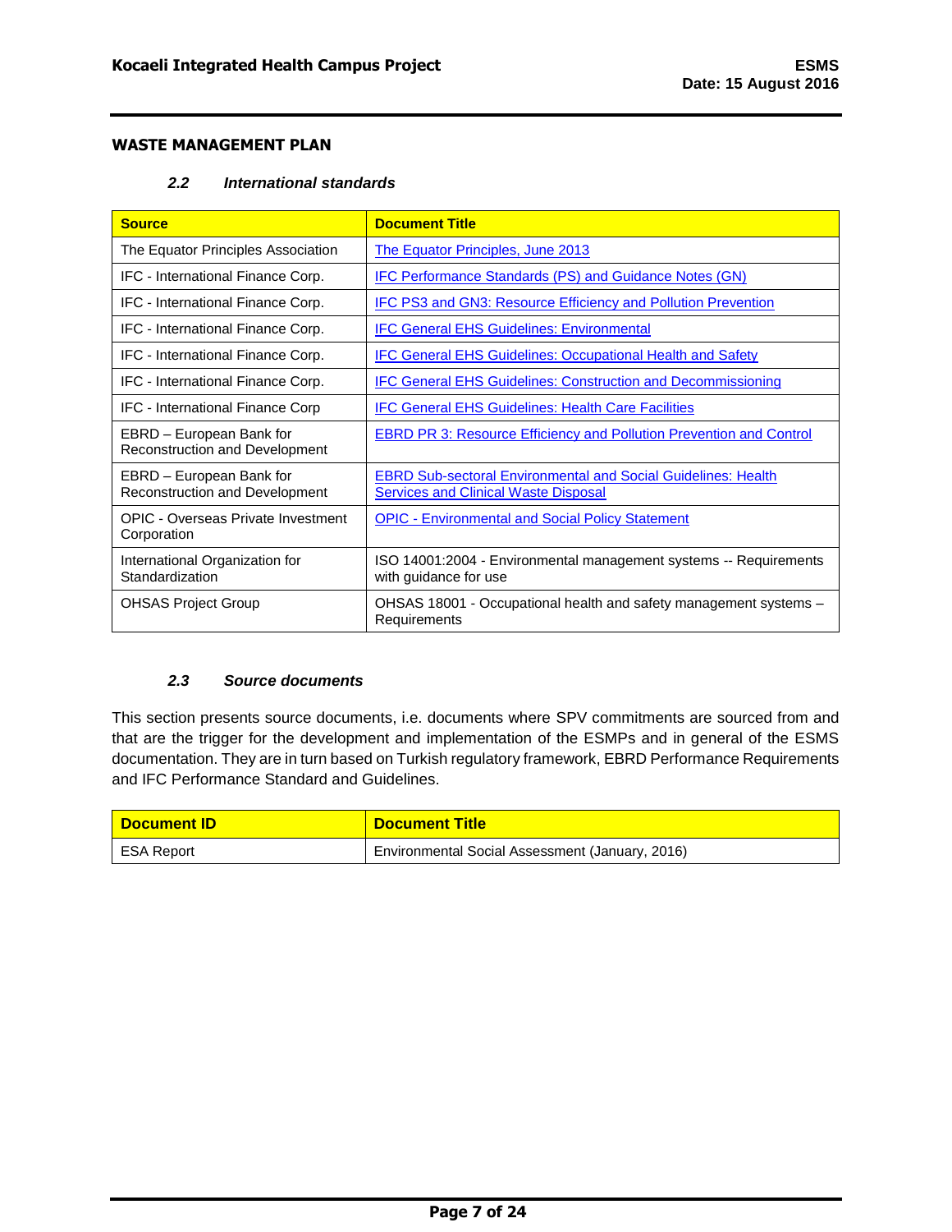**WASTE MANAGEMENT PLAN**

### *2.2 International standards*

| Source | Document Title |
|---|---|
| The Equator Principles Association | The Equator Principles, June 2013 |
| IFC - International Finance Corp. | IFC Performance Standards (PS) and Guidance Notes (GN) |
| IFC - International Finance Corp. | IFC PS3 and GN3: Resource Efficiency and Pollution Prevention |
| IFC - International Finance Corp. | IFC General EHS Guidelines: Environmental |
| IFC - International Finance Corp. | IFC General EHS Guidelines: Occupational Health and Safety |
| IFC - International Finance Corp. | IFC General EHS Guidelines: Construction and Decommissioning |
| IFC - International Finance Corp | IFC General EHS Guidelines: Health Care Facilities |
| EBRD – European Bank for Reconstruction and Development | EBRD PR 3: Resource Efficiency and Pollution Prevention and Control |
| EBRD – European Bank for Reconstruction and Development | EBRD Sub-sectoral Environmental and Social Guidelines: Health Services and Clinical Waste Disposal |
| OPIC - Overseas Private Investment Corporation | OPIC - Environmental and Social Policy Statement |
| International Organization for Standardization | ISO 14001:2004 - Environmental management systems -- Requirements with guidance for use |
| OHSAS Project Group | OHSAS 18001 - Occupational health and safety management systems – Requirements |

### *2.3 Source documents*

This section presents source documents, i.e. documents where SPV commitments are sourced from and that are the trigger for the development and implementation of the ESMPs and in general of the ESMS documentation. They are in turn based on Turkish regulatory framework, EBRD Performance Requirements and IFC Performance Standard and Guidelines.

| Document ID | Document Title |
|---|---|
| ESA Report | Environmental Social Assessment (January, 2016) |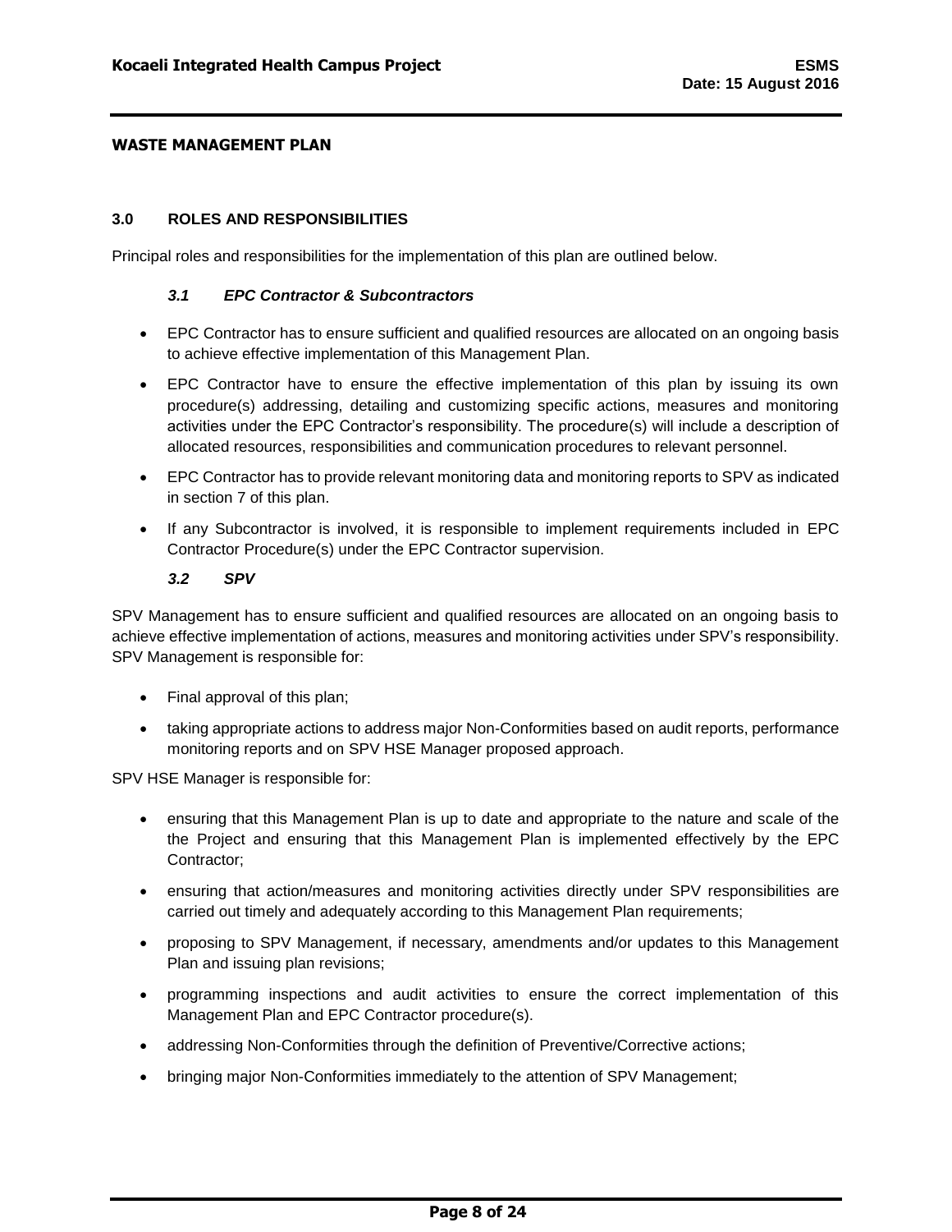## WASTE MANAGEMENT PLAN

### 3.0 ROLES AND RESPONSIBILITIES

Principal roles and responsibilities for the implementation of this plan are outlined below.

#### *3.1 EPC Contractor & Subcontractors*

- EPC Contractor has to ensure sufficient and qualified resources are allocated on an ongoing basis to achieve effective implementation of this Management Plan.
- EPC Contractor have to ensure the effective implementation of this plan by issuing its own procedure(s) addressing, detailing and customizing specific actions, measures and monitoring activities under the EPC Contractor's responsibility. The procedure(s) will include a description of allocated resources, responsibilities and communication procedures to relevant personnel.
- EPC Contractor has to provide relevant monitoring data and monitoring reports to SPV as indicated in section 7 of this plan.
- If any Subcontractor is involved, it is responsible to implement requirements included in EPC Contractor Procedure(s) under the EPC Contractor supervision.

#### *3.2 SPV*

SPV Management has to ensure sufficient and qualified resources are allocated on an ongoing basis to achieve effective implementation of actions, measures and monitoring activities under SPV's responsibility. SPV Management is responsible for:

- Final approval of this plan;
- taking appropriate actions to address major Non-Conformities based on audit reports, performance monitoring reports and on SPV HSE Manager proposed approach.

SPV HSE Manager is responsible for:

- ensuring that this Management Plan is up to date and appropriate to the nature and scale of the the Project and ensuring that this Management Plan is implemented effectively by the EPC Contractor;
- ensuring that action/measures and monitoring activities directly under SPV responsibilities are carried out timely and adequately according to this Management Plan requirements;
- proposing to SPV Management, if necessary, amendments and/or updates to this Management Plan and issuing plan revisions;
- programming inspections and audit activities to ensure the correct implementation of this Management Plan and EPC Contractor procedure(s).
- addressing Non-Conformities through the definition of Preventive/Corrective actions;
- bringing major Non-Conformities immediately to the attention of SPV Management;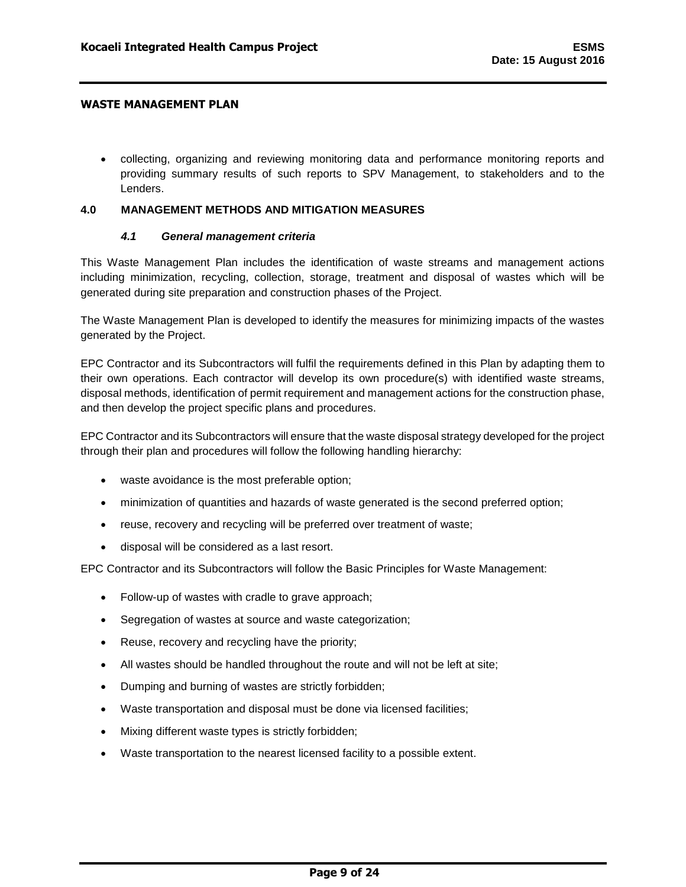- collecting, organizing and reviewing monitoring data and performance monitoring reports and providing summary results of such reports to SPV Management, to stakeholders and to the Lenders.

## 4.0 MANAGEMENT METHODS AND MITIGATION MEASURES

### *4.1 General management criteria*

This Waste Management Plan includes the identification of waste streams and management actions including minimization, recycling, collection, storage, treatment and disposal of wastes which will be generated during site preparation and construction phases of the Project.

The Waste Management Plan is developed to identify the measures for minimizing impacts of the wastes generated by the Project.

EPC Contractor and its Subcontractors will fulfil the requirements defined in this Plan by adapting them to their own operations. Each contractor will develop its own procedure(s) with identified waste streams, disposal methods, identification of permit requirement and management actions for the construction phase, and then develop the project specific plans and procedures.

EPC Contractor and its Subcontractors will ensure that the waste disposal strategy developed for the project through their plan and procedures will follow the following handling hierarchy:

- waste avoidance is the most preferable option;
- minimization of quantities and hazards of waste generated is the second preferred option;
- reuse, recovery and recycling will be preferred over treatment of waste;
- disposal will be considered as a last resort.

EPC Contractor and its Subcontractors will follow the Basic Principles for Waste Management:

- Follow-up of wastes with cradle to grave approach;
- Segregation of wastes at source and waste categorization;
- Reuse, recovery and recycling have the priority;
- All wastes should be handled throughout the route and will not be left at site;
- Dumping and burning of wastes are strictly forbidden;
- Waste transportation and disposal must be done via licensed facilities;
- Mixing different waste types is strictly forbidden;
- Waste transportation to the nearest licensed facility to a possible extent.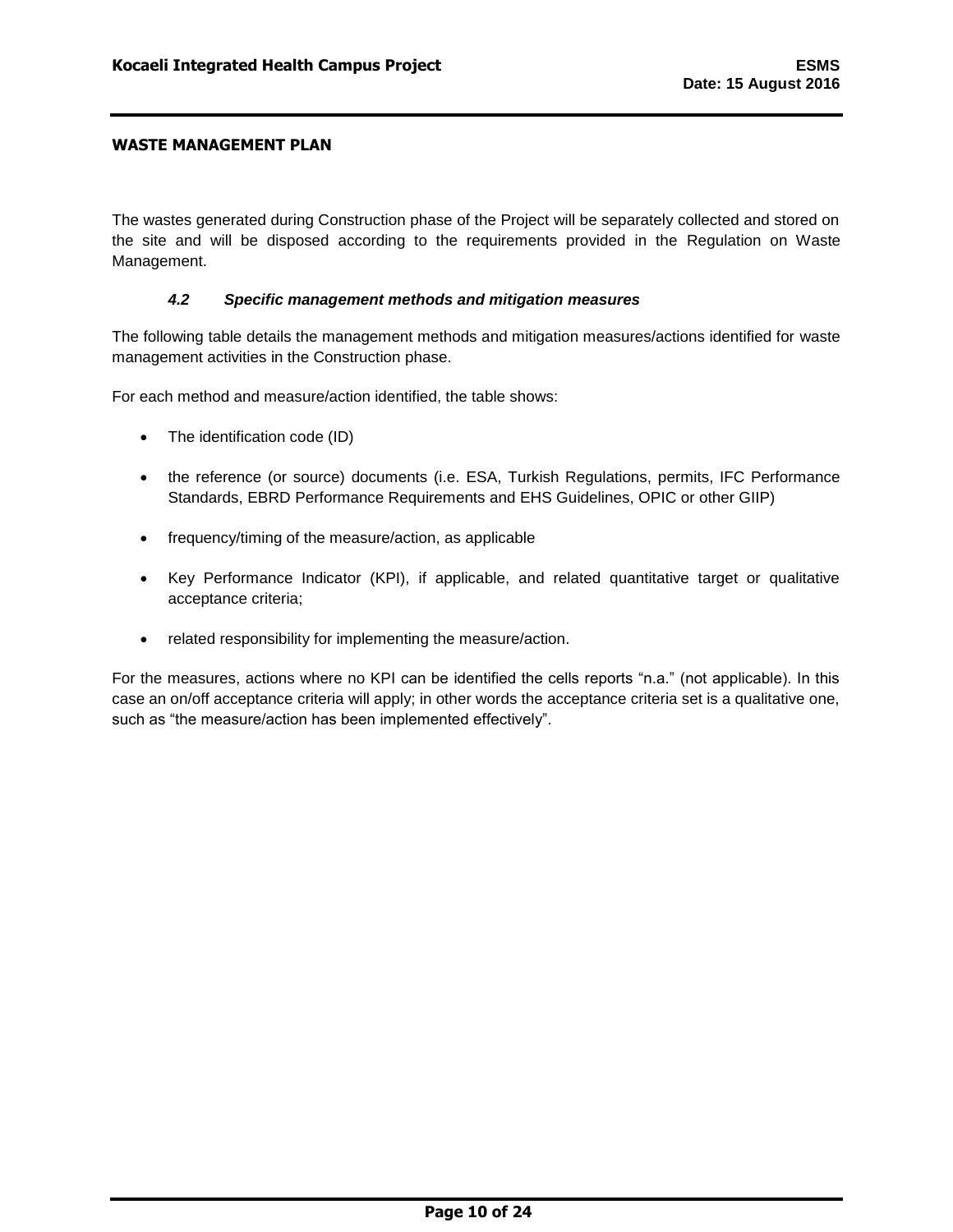## WASTE MANAGEMENT PLAN

The wastes generated during Construction phase of the Project will be separately collected and stored on the site and will be disposed according to the requirements provided in the Regulation on Waste Management.

### *4.2 Specific management methods and mitigation measures*

The following table details the management methods and mitigation measures/actions identified for waste management activities in the Construction phase.

For each method and measure/action identified, the table shows:

- The identification code (ID)
- the reference (or source) documents (i.e. ESA, Turkish Regulations, permits, IFC Performance Standards, EBRD Performance Requirements and EHS Guidelines, OPIC or other GIIP)
- frequency/timing of the measure/action, as applicable
- Key Performance Indicator (KPI), if applicable, and related quantitative target or qualitative acceptance criteria;
- related responsibility for implementing the measure/action.

For the measures, actions where no KPI can be identified the cells reports "n.a." (not applicable). In this case an on/off acceptance criteria will apply; in other words the acceptance criteria set is a qualitative one, such as "the measure/action has been implemented effectively".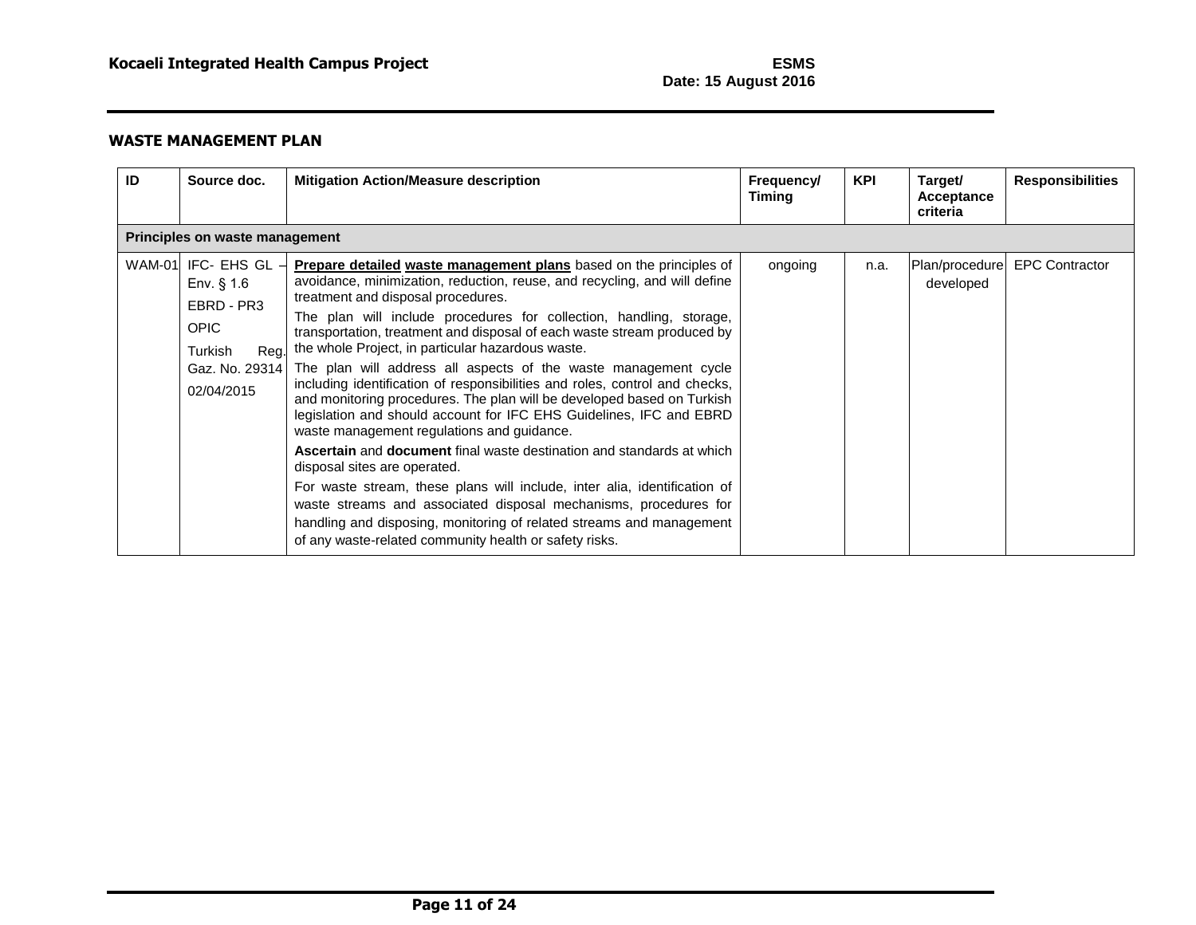## WASTE MANAGEMENT PLAN

| ID | Source doc. | Mitigation Action/Measure description | Frequency/ Timing | KPI | Target/ Acceptance criteria | Responsibilities |
|---|---|---|---|---|---|---|
| **Principles on waste management** | | | | | | |
| WAM-01 | IFC- EHS GL – Env. § 1.6<br>EBRD - PR3<br>OPIC<br>Turkish Reg. Gaz. No. 29314 02/04/2015 | **Prepare detailed waste management plans** based on the principles of avoidance, minimization, reduction, reuse, and recycling, and will define treatment and disposal procedures.<br>The plan will include procedures for collection, handling, storage, transportation, treatment and disposal of each waste stream produced by the whole Project, in particular hazardous waste.<br>The plan will address all aspects of the waste management cycle including identification of responsibilities and roles, control and checks, and monitoring procedures. The plan will be developed based on Turkish legislation and should account for IFC EHS Guidelines, IFC and EBRD waste management regulations and guidance.<br>**Ascertain** and **document** final waste destination and standards at which disposal sites are operated.<br>For waste stream, these plans will include, inter alia, identification of waste streams and associated disposal mechanisms, procedures for handling and disposing, monitoring of related streams and management of any waste-related community health or safety risks. | ongoing | n.a. | Plan/procedure developed | EPC Contractor |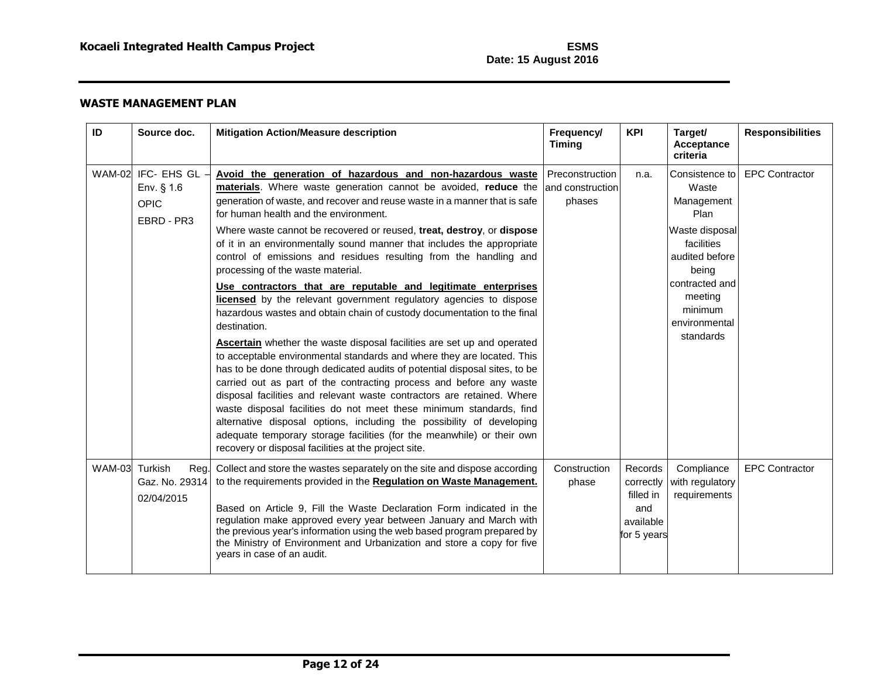## WASTE MANAGEMENT PLAN

| ID | Source doc. | Mitigation Action/Measure description | Frequency/ Timing | KPI | Target/ Acceptance criteria | Responsibilities |
|---|---|---|---|---|---|---|
| WAM-02 | IFC- EHS GL – Env. § 1.6<br>OPIC<br>EBRD - PR3 | **Avoid the generation of hazardous and non-hazardous waste materials**. Where waste generation cannot be avoided, **reduce** the generation of waste, and recover and reuse waste in a manner that is safe for human health and the environment.<br>Where waste cannot be recovered or reused, **treat, destroy**, or **dispose** of it in an environmentally sound manner that includes the appropriate control of emissions and residues resulting from the handling and processing of the waste material.<br>**Use contractors that are reputable and legitimate enterprises licensed** by the relevant government regulatory agencies to dispose hazardous wastes and obtain chain of custody documentation to the final destination.<br>**Ascertain** whether the waste disposal facilities are set up and operated to acceptable environmental standards and where they are located. This has to be done through dedicated audits of potential disposal sites, to be carried out as part of the contracting process and before any waste disposal facilities and relevant waste contractors are retained. Where waste disposal facilities do not meet these minimum standards, find alternative disposal options, including the possibility of developing adequate temporary storage facilities (for the meanwhile) or their own recovery or disposal facilities at the project site. | Preconstruction and construction phases | n.a. | Consistence to Waste Management Plan<br>Waste disposal facilities audited before being contracted and meeting minimum environmental standards | EPC Contractor |
| WAM-03 | Turkish Reg. Gaz. No. 29314 02/04/2015 | Collect and store the wastes separately on the site and dispose according to the requirements provided in the **Regulation on Waste Management.**<br><br>Based on Article 9, Fill the Waste Declaration Form indicated in the regulation make approved every year between January and March with the previous year's information using the web based program prepared by the Ministry of Environment and Urbanization and store a copy for five years in case of an audit. | Construction phase | Records correctly filled in and available for 5 years | Compliance with regulatory requirements | EPC Contractor |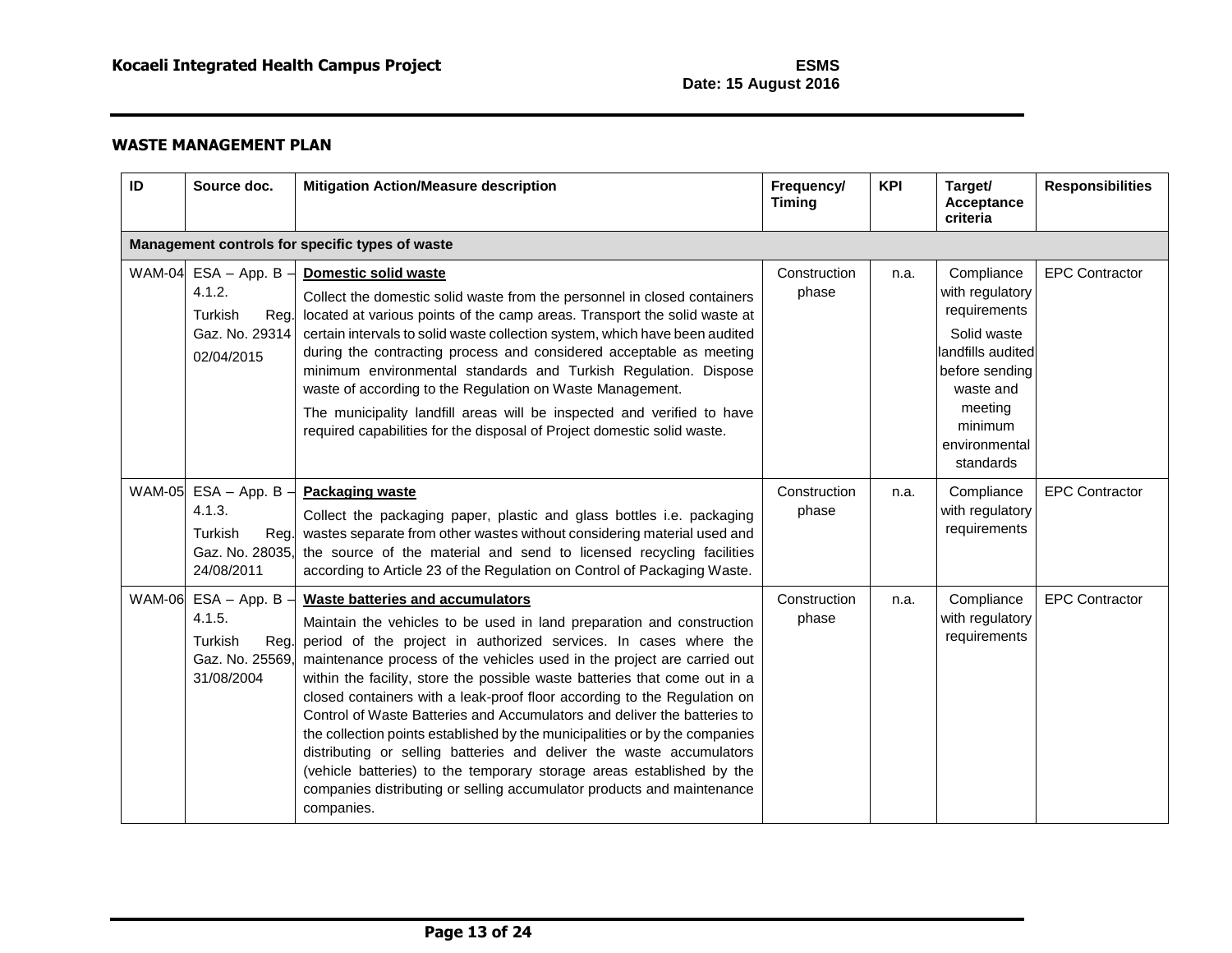## WASTE MANAGEMENT PLAN

| ID | Source doc. | Mitigation Action/Measure description | Frequency/ Timing | KPI | Target/ Acceptance criteria | Responsibilities |
|---|---|---|---|---|---|---|
| **Management controls for specific types of waste** | | | | | | |
| WAM-04 | ESA – App. B – 4.1.2.<br>Turkish Reg. Gaz. No. 29314<br>02/04/2015 | **Domestic solid waste**<br>Collect the domestic solid waste from the personnel in closed containers located at various points of the camp areas. Transport the solid waste at certain intervals to solid waste collection system, which have been audited during the contracting process and considered acceptable as meeting minimum environmental standards and Turkish Regulation. Dispose waste of according to the Regulation on Waste Management.<br>The municipality landfill areas will be inspected and verified to have required capabilities for the disposal of Project domestic solid waste. | Construction phase | n.a. | Compliance with regulatory requirements<br>Solid waste landfills audited before sending waste and meeting minimum environmental standards | EPC Contractor |
| WAM-05 | ESA – App. B – 4.1.3.<br>Turkish Reg. Gaz. No. 28035, 24/08/2011 | **Packaging waste**<br>Collect the packaging paper, plastic and glass bottles i.e. packaging wastes separate from other wastes without considering material used and the source of the material and send to licensed recycling facilities according to Article 23 of the Regulation on Control of Packaging Waste. | Construction phase | n.a. | Compliance with regulatory requirements | EPC Contractor |
| WAM-06 | ESA – App. B – 4.1.5.<br>Turkish Reg. Gaz. No. 25569, 31/08/2004 | **Waste batteries and accumulators**<br>Maintain the vehicles to be used in land preparation and construction period of the project in authorized services. In cases where the maintenance process of the vehicles used in the project are carried out within the facility, store the possible waste batteries that come out in a closed containers with a leak-proof floor according to the Regulation on Control of Waste Batteries and Accumulators and deliver the batteries to the collection points established by the municipalities or by the companies distributing or selling batteries and deliver the waste accumulators (vehicle batteries) to the temporary storage areas established by the companies distributing or selling accumulator products and maintenance companies. | Construction phase | n.a. | Compliance with regulatory requirements | EPC Contractor |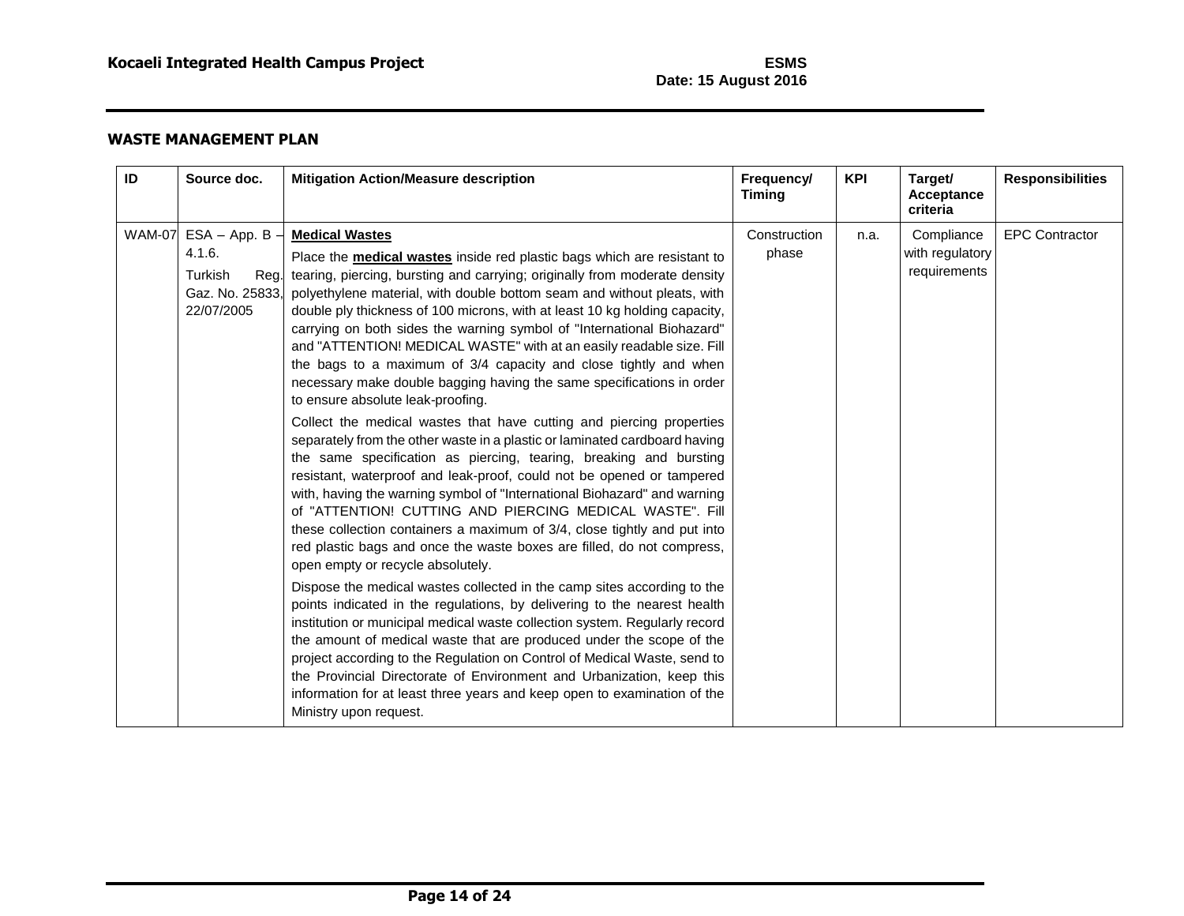## WASTE MANAGEMENT PLAN

| ID | Source doc. | Mitigation Action/Measure description | Frequency/ Timing | KPI | Target/ Acceptance criteria | Responsibilities |
|---|---|---|---|---|---|---|
| WAM-07 | ESA – App. B – 4.1.6.<br>Turkish Reg. Gaz. No. 25833, 22/07/2005 | **Medical Wastes**<br>Place the **medical wastes** inside red plastic bags which are resistant to tearing, piercing, bursting and carrying; originally from moderate density polyethylene material, with double bottom seam and without pleats, with double ply thickness of 100 microns, with at least 10 kg holding capacity, carrying on both sides the warning symbol of "International Biohazard" and "ATTENTION! MEDICAL WASTE" with at an easily readable size. Fill the bags to a maximum of 3/4 capacity and close tightly and when necessary make double bagging having the same specifications in order to ensure absolute leak-proofing.<br>Collect the medical wastes that have cutting and piercing properties separately from the other waste in a plastic or laminated cardboard having the same specification as piercing, tearing, breaking and bursting resistant, waterproof and leak-proof, could not be opened or tampered with, having the warning symbol of "International Biohazard" and warning of "ATTENTION! CUTTING AND PIERCING MEDICAL WASTE". Fill these collection containers a maximum of 3/4, close tightly and put into red plastic bags and once the waste boxes are filled, do not compress, open empty or recycle absolutely.<br>Dispose the medical wastes collected in the camp sites according to the points indicated in the regulations, by delivering to the nearest health institution or municipal medical waste collection system. Regularly record the amount of medical waste that are produced under the scope of the project according to the Regulation on Control of Medical Waste, send to the Provincial Directorate of Environment and Urbanization, keep this information for at least three years and keep open to examination of the Ministry upon request. | Construction phase | n.a. | Compliance with regulatory requirements | EPC Contractor |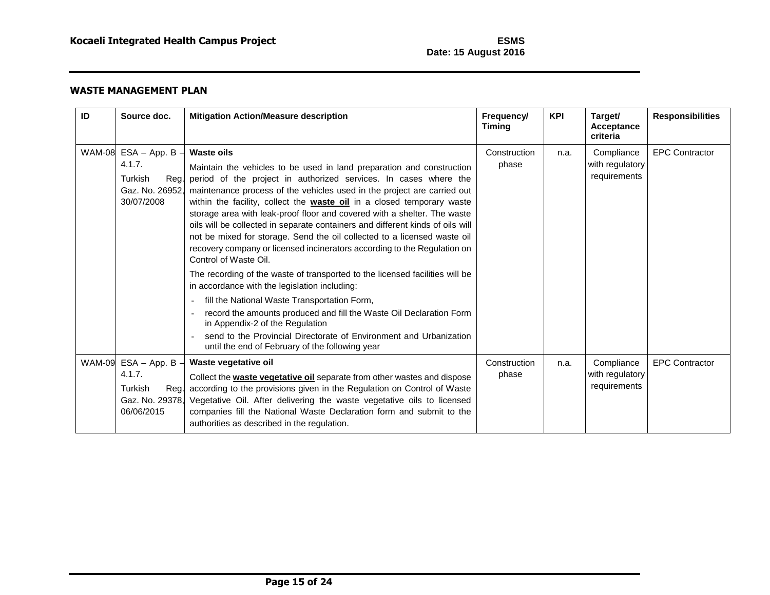## WASTE MANAGEMENT PLAN

| ID | Source doc. | Mitigation Action/Measure description | Frequency/ Timing | KPI | Target/ Acceptance criteria | Responsibilities |
|---|---|---|---|---|---|---|
| WAM-08 | ESA – App. B – 4.1.7.<br>Turkish Reg. Gaz. No. 26952, 30/07/2008 | **Waste oils**<br>Maintain the vehicles to be used in land preparation and construction period of the project in authorized services. In cases where the maintenance process of the vehicles used in the project are carried out within the facility, collect the **waste oil** in a closed temporary waste storage area with leak-proof floor and covered with a shelter. The waste oils will be collected in separate containers and different kinds of oils will not be mixed for storage. Send the oil collected to a licensed waste oil recovery company or licensed incinerators according to the Regulation on Control of Waste Oil.<br>The recording of the waste of transported to the licensed facilities will be in accordance with the legislation including:<br>- fill the National Waste Transportation Form,<br>- record the amounts produced and fill the Waste Oil Declaration Form in Appendix-2 of the Regulation<br>- send to the Provincial Directorate of Environment and Urbanization until the end of February of the following year | Construction phase | n.a. | Compliance with regulatory requirements | EPC Contractor |
| WAM-09 | ESA – App. B – 4.1.7.<br>Turkish Reg. Gaz. No. 29378, 06/06/2015 | **Waste vegetative oil**<br>Collect the **waste vegetative oil** separate from other wastes and dispose according to the provisions given in the Regulation on Control of Waste Vegetative Oil. After delivering the waste vegetative oils to licensed companies fill the National Waste Declaration form and submit to the authorities as described in the regulation. | Construction phase | n.a. | Compliance with regulatory requirements | EPC Contractor |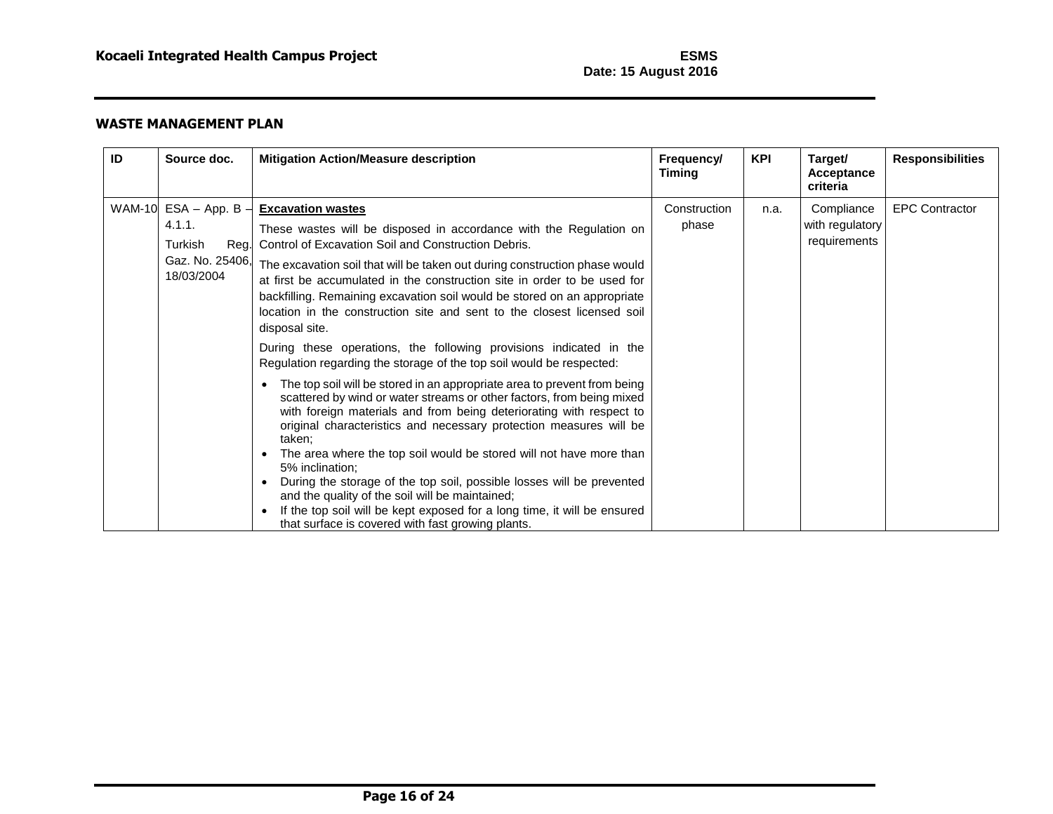## WASTE MANAGEMENT PLAN

| ID | Source doc. | Mitigation Action/Measure description | Frequency/ Timing | KPI | Target/ Acceptance criteria | Responsibilities |
|---|---|---|---|---|---|---|
| WAM-10 | ESA – App. B – 4.1.1.<br>Turkish Reg. Gaz. No. 25406, 18/03/2004 | **Excavation wastes**<br>These wastes will be disposed in accordance with the Regulation on Control of Excavation Soil and Construction Debris.<br>The excavation soil that will be taken out during construction phase would at first be accumulated in the construction site in order to be used for backfilling. Remaining excavation soil would be stored on an appropriate location in the construction site and sent to the closest licensed soil disposal site.<br>During these operations, the following provisions indicated in the Regulation regarding the storage of the top soil would be respected:<br>• The top soil will be stored in an appropriate area to prevent from being scattered by wind or water streams or other factors, from being mixed with foreign materials and from being deteriorating with respect to original characteristics and necessary protection measures will be taken;<br>• The area where the top soil would be stored will not have more than 5% inclination;<br>• During the storage of the top soil, possible losses will be prevented and the quality of the soil will be maintained;<br>• If the top soil will be kept exposed for a long time, it will be ensured that surface is covered with fast growing plants. | Construction phase | n.a. | Compliance with regulatory requirements | EPC Contractor |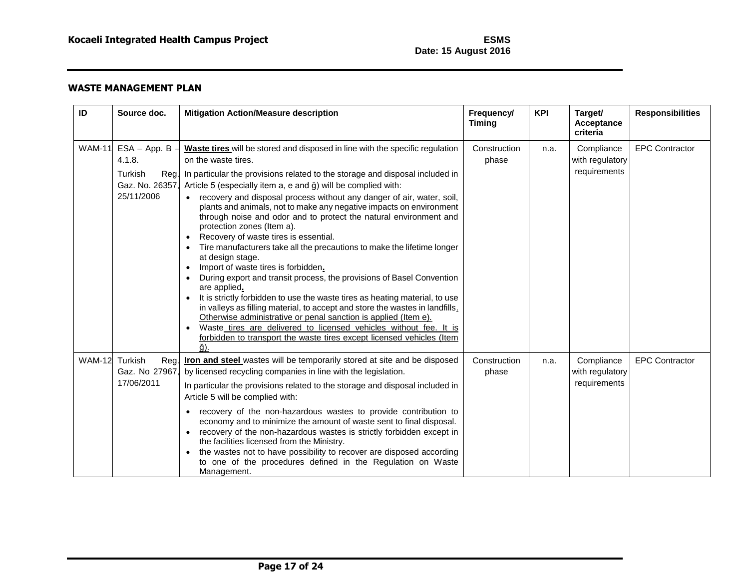## WASTE MANAGEMENT PLAN

| ID | Source doc. | Mitigation Action/Measure description | Frequency/ Timing | KPI | Target/ Acceptance criteria | Responsibilities |
|---|---|---|---|---|---|---|
| WAM-11 | ESA – App. B – 4.1.8.<br><br>Turkish Reg. Gaz. No. 26357, 25/11/2006 | **Waste tires** will be stored and disposed in line with the specific regulation on the waste tires.<br><br>In particular the provisions related to the storage and disposal included in Article 5 (especially item a, e and ğ) will be complied with:<br><br>• recovery and disposal process without any danger of air, water, soil, plants and animals, not to make any negative impacts on environment through noise and odor and to protect the natural environment and protection zones (Item a).<br>• Recovery of waste tires is essential.<br>• Tire manufacturers take all the precautions to make the lifetime longer at design stage.<br>• Import of waste tires is forbidden**.**<br>• During export and transit process, the provisions of Basel Convention are applied**.**<br>• It is strictly forbidden to use the waste tires as heating material, to use in valleys as filling material, to accept and store the wastes in landfills. Otherwise administrative or penal sanction is applied (Item e).<br>• Waste tires are delivered to licensed vehicles without fee. It is forbidden to transport the waste tires except licensed vehicles (Item ğ). | Construction phase | n.a. | Compliance with regulatory requirements | EPC Contractor |
| WAM-12 | Turkish Reg. Gaz. No 27967, 17/06/2011 | **Iron and steel** wastes will be temporarily stored at site and be disposed by licensed recycling companies in line with the legislation.<br><br>In particular the provisions related to the storage and disposal included in Article 5 will be complied with:<br><br>• recovery of the non-hazardous wastes to provide contribution to economy and to minimize the amount of waste sent to final disposal.<br>• recovery of the non-hazardous wastes is strictly forbidden except in the facilities licensed from the Ministry.<br>• the wastes not to have possibility to recover are disposed according to one of the procedures defined in the Regulation on Waste Management. | Construction phase | n.a. | Compliance with regulatory requirements | EPC Contractor |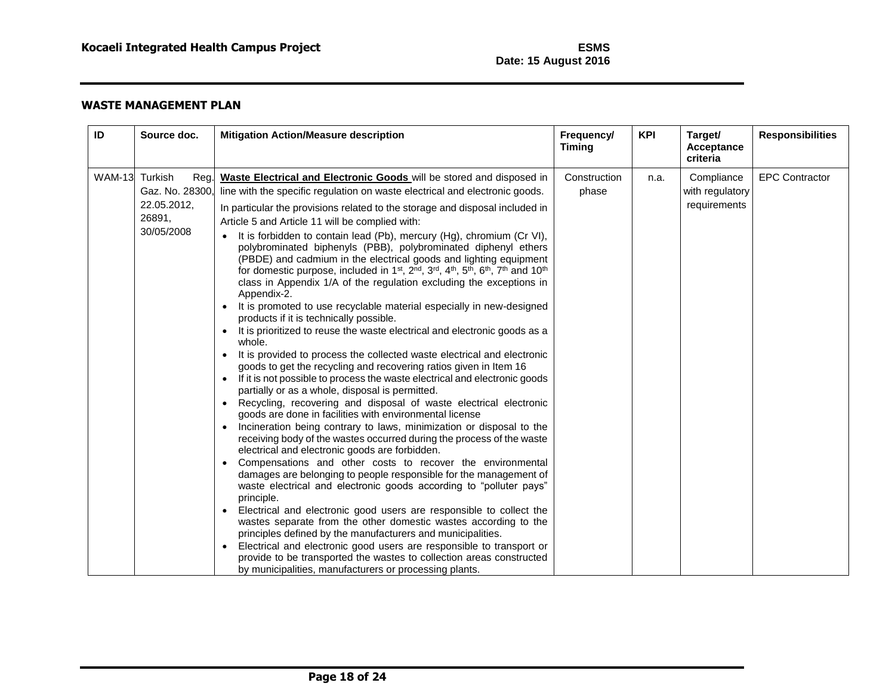## WASTE MANAGEMENT PLAN

| ID | Source doc. | Mitigation Action/Measure description | Frequency/ Timing | KPI | Target/ Acceptance criteria | Responsibilities |
|---|---|---|---|---|---|---|
| WAM-13 | Turkish Reg. Gaz. No. 28300, 22.05.2012, 26891, 30/05/2008 | **Waste Electrical and Electronic Goods** will be stored and disposed in line with the specific regulation on waste electrical and electronic goods.<br><br>In particular the provisions related to the storage and disposal included in Article 5 and Article 11 will be complied with:<br>• It is forbidden to contain lead (Pb), mercury (Hg), chromium (Cr VI), polybrominated biphenyls (PBB), polybrominated diphenyl ethers (PBDE) and cadmium in the electrical goods and lighting equipment for domestic purpose, included in 1st, 2nd, 3rd, 4th, 5th, 6th, 7th and 10th class in Appendix 1/A of the regulation excluding the exceptions in Appendix-2.<br>• It is promoted to use recyclable material especially in new-designed products if it is technically possible.<br>• It is prioritized to reuse the waste electrical and electronic goods as a whole.<br>• It is provided to process the collected waste electrical and electronic goods to get the recycling and recovering ratios given in Item 16<br>• If it is not possible to process the waste electrical and electronic goods partially or as a whole, disposal is permitted.<br>• Recycling, recovering and disposal of waste electrical electronic goods are done in facilities with environmental license<br>• Incineration being contrary to laws, minimization or disposal to the receiving body of the wastes occurred during the process of the waste electrical and electronic goods are forbidden.<br>• Compensations and other costs to recover the environmental damages are belonging to people responsible for the management of waste electrical and electronic goods according to "polluter pays" principle.<br>• Electrical and electronic good users are responsible to collect the wastes separate from the other domestic wastes according to the principles defined by the manufacturers and municipalities.<br>• Electrical and electronic good users are responsible to transport or provide to be transported the wastes to collection areas constructed by municipalities, manufacturers or processing plants. | Construction phase | n.a. | Compliance with regulatory requirements | EPC Contractor |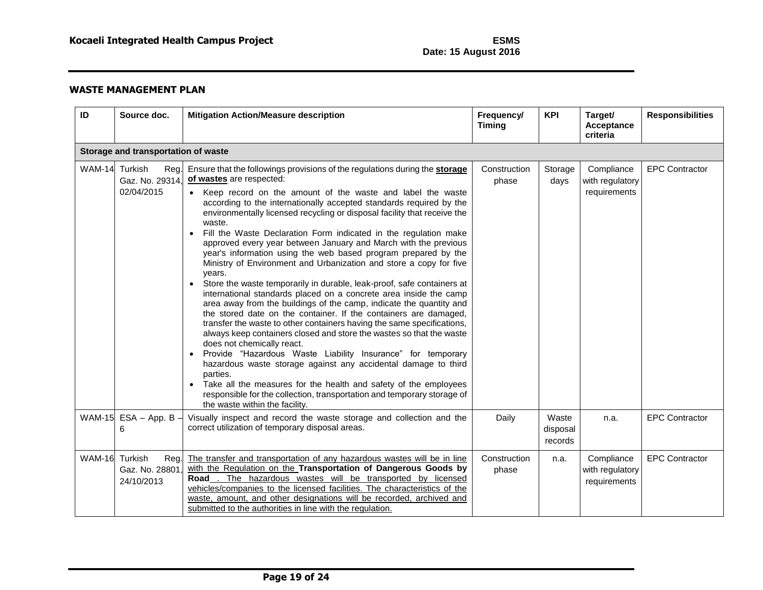## WASTE MANAGEMENT PLAN

| ID | Source doc. | Mitigation Action/Measure description | Frequency/ Timing | KPI | Target/ Acceptance criteria | Responsibilities |
|---|---|---|---|---|---|---|
| **Storage and transportation of waste** | | | | | | |
| WAM-14 | Turkish Reg. Gaz. No. 29314, 02/04/2015 | Ensure that the followings provisions of the regulations during the **storage of wastes** are respected:<br>• Keep record on the amount of the waste and label the waste according to the internationally accepted standards required by the environmentally licensed recycling or disposal facility that receive the waste.<br>• Fill the Waste Declaration Form indicated in the regulation make approved every year between January and March with the previous year's information using the web based program prepared by the Ministry of Environment and Urbanization and store a copy for five years.<br>• Store the waste temporarily in durable, leak-proof, safe containers at international standards placed on a concrete area inside the camp area away from the buildings of the camp, indicate the quantity and the stored date on the container. If the containers are damaged, transfer the waste to other containers having the same specifications, always keep containers closed and store the wastes so that the waste does not chemically react.<br>• Provide "Hazardous Waste Liability Insurance" for temporary hazardous waste storage against any accidental damage to third parties.<br>• Take all the measures for the health and safety of the employees responsible for the collection, transportation and temporary storage of the waste within the facility. | Construction phase | Storage days | Compliance with regulatory requirements | EPC Contractor |
| WAM-15 | ESA – App. B – 6 | Visually inspect and record the waste storage and collection and the correct utilization of temporary disposal areas. | Daily | Waste disposal records | n.a. | EPC Contractor |
| WAM-16 | Turkish Reg. Gaz. No. 28801, 24/10/2013 | The transfer and transportation of any hazardous wastes will be in line with the Regulation on the **Transportation of Dangerous Goods by Road** . The hazardous wastes will be transported by licensed vehicles/companies to the licensed facilities. The characteristics of the waste, amount, and other designations will be recorded, archived and submitted to the authorities in line with the regulation. | Construction phase | n.a. | Compliance with regulatory requirements | EPC Contractor |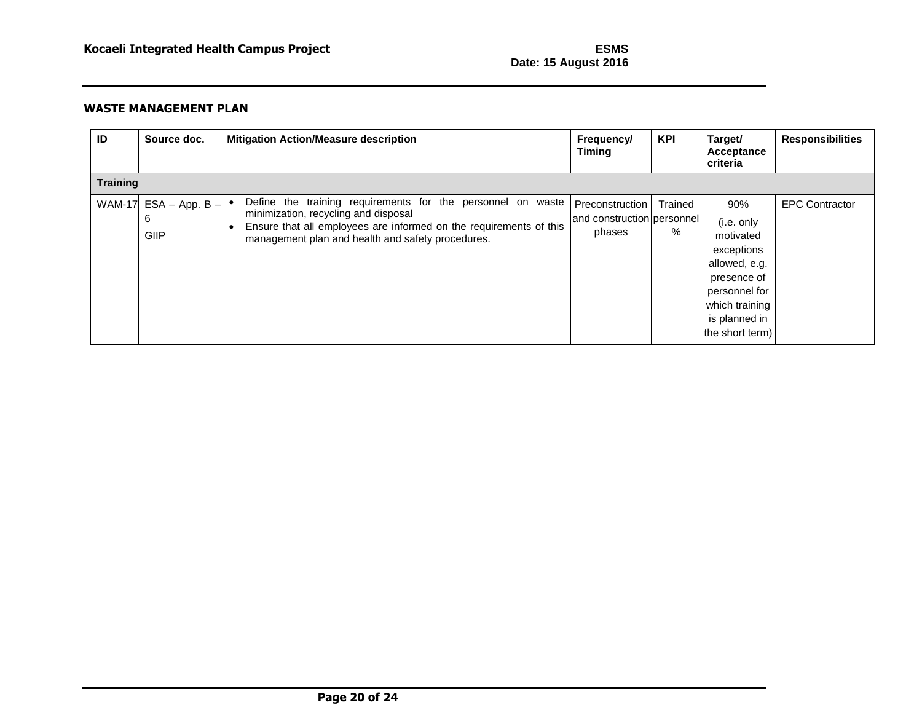### WASTE MANAGEMENT PLAN

| ID | Source doc. | Mitigation Action/Measure description | Frequency/ Timing | KPI | Target/ Acceptance criteria | Responsibilities |
|---|---|---|---|---|---|---|
| **Training** | | | | | | |
| WAM-17 | ESA – App. B – 6<br>GIIP | • Define the training requirements for the personnel on waste minimization, recycling and disposal<br>• Ensure that all employees are informed on the requirements of this management plan and health and safety procedures. | Preconstruction and construction phases | Trained personnel % | 90%<br>(i.e. only motivated exceptions allowed, e.g. presence of personnel for which training is planned in the short term) | EPC Contractor |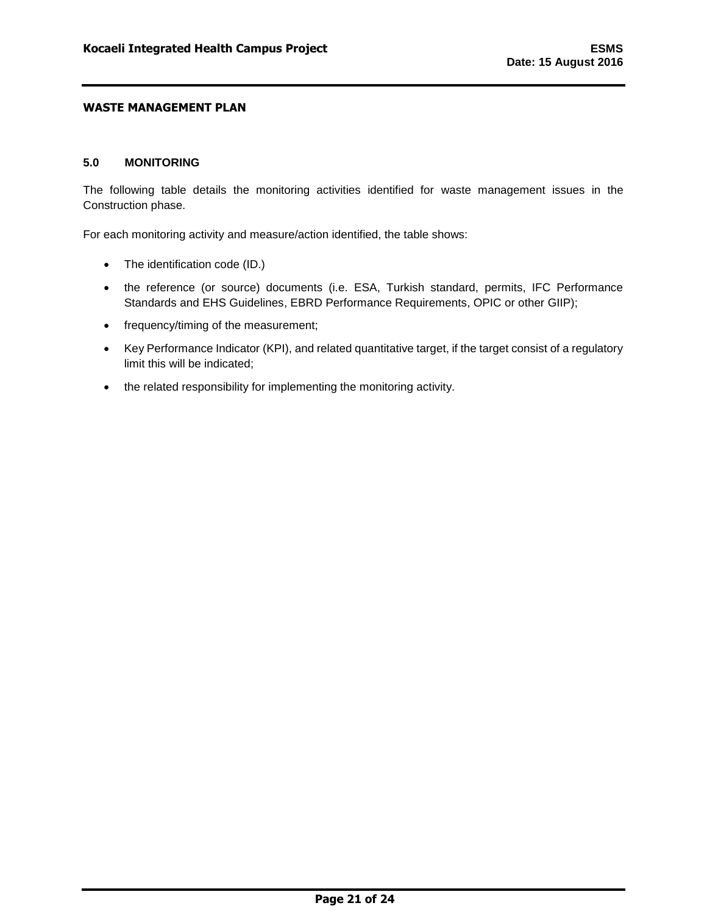## 5.0 MONITORING

The following table details the monitoring activities identified for waste management issues in the Construction phase.

For each monitoring activity and measure/action identified, the table shows:

- The identification code (ID.)
- the reference (or source) documents (i.e. ESA, Turkish standard, permits, IFC Performance Standards and EHS Guidelines, EBRD Performance Requirements, OPIC or other GIIP);
- frequency/timing of the measurement;
- Key Performance Indicator (KPI), and related quantitative target, if the target consist of a regulatory limit this will be indicated;
- the related responsibility for implementing the monitoring activity.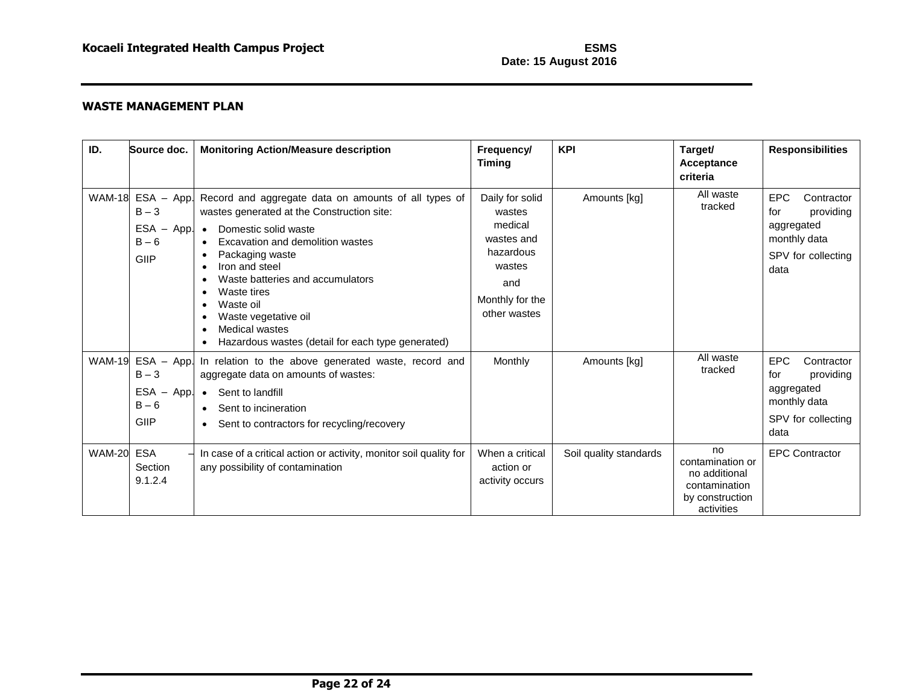## WASTE MANAGEMENT PLAN

| ID. | Source doc. | Monitoring Action/Measure description | Frequency/ Timing | KPI | Target/ Acceptance criteria | Responsibilities |
|---|---|---|---|---|---|---|
| WAM-18 | ESA – App. B – 3<br>ESA – App. B – 6<br>GIIP | Record and aggregate data on amounts of all types of wastes generated at the Construction site:<br>• Domestic solid waste<br>• Excavation and demolition wastes<br>• Packaging waste<br>• Iron and steel<br>• Waste batteries and accumulators<br>• Waste tires<br>• Waste oil<br>• Waste vegetative oil<br>• Medical wastes<br>• Hazardous wastes (detail for each type generated) | Daily for solid wastes medical wastes and hazardous wastes<br>and<br>Monthly for the other wastes | Amounts [kg] | All waste tracked | EPC Contractor for providing aggregated monthly data<br>SPV for collecting data |
| WAM-19 | ESA – App. B – 3<br>ESA – App. B – 6<br>GIIP | In relation to the above generated waste, record and aggregate data on amounts of wastes:<br>• Sent to landfill<br>• Sent to incineration<br>• Sent to contractors for recycling/recovery | Monthly | Amounts [kg] | All waste tracked | EPC Contractor for providing aggregated monthly data<br>SPV for collecting data |
| WAM-20 | ESA – Section 9.1.2.4 | In case of a critical action or activity, monitor soil quality for any possibility of contamination | When a critical action or activity occurs | Soil quality standards | no contamination or no additional contamination by construction activities | EPC Contractor |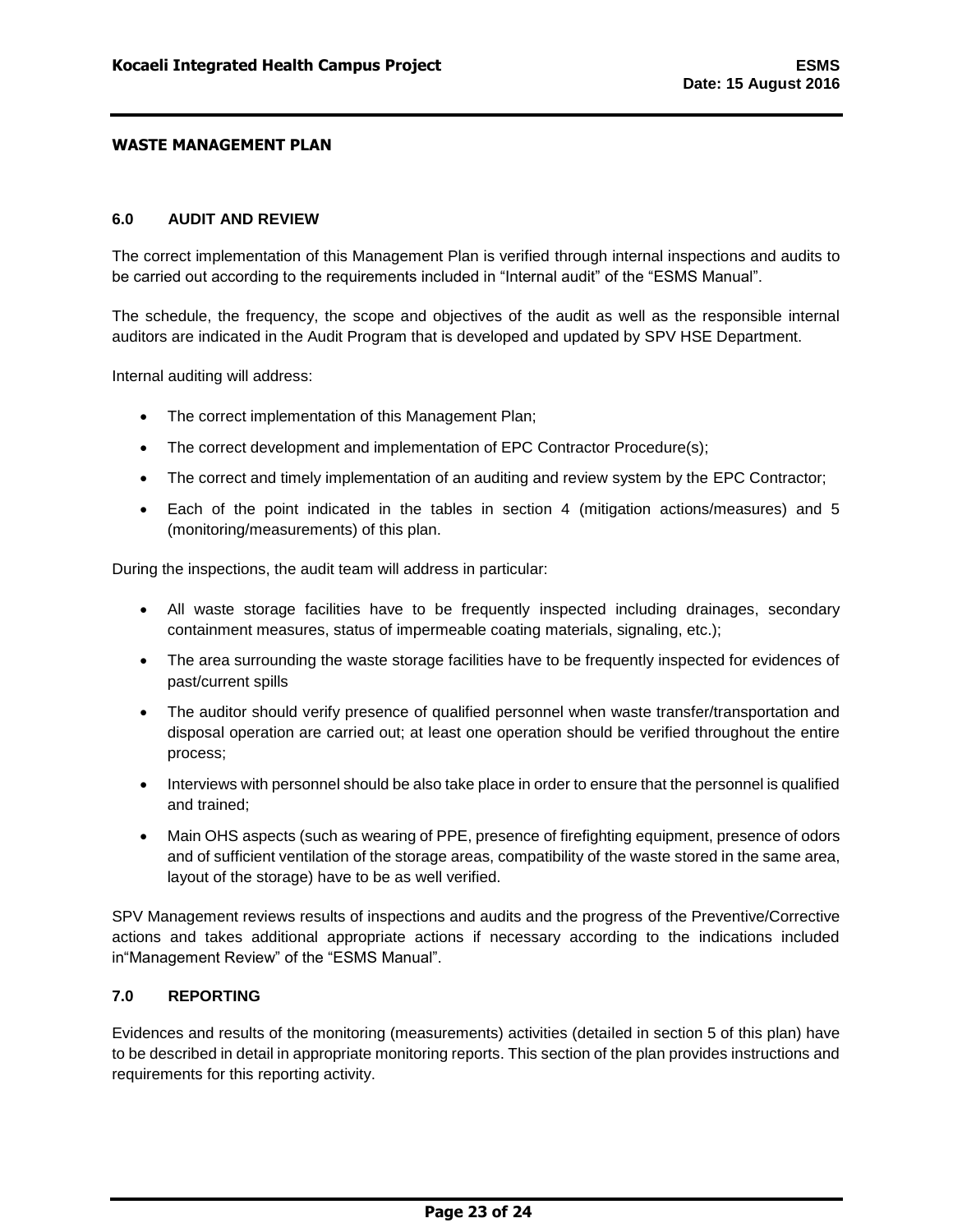**WASTE MANAGEMENT PLAN**

## 6.0 AUDIT AND REVIEW

The correct implementation of this Management Plan is verified through internal inspections and audits to be carried out according to the requirements included in "Internal audit" of the "ESMS Manual".

The schedule, the frequency, the scope and objectives of the audit as well as the responsible internal auditors are indicated in the Audit Program that is developed and updated by SPV HSE Department.

Internal auditing will address:

- The correct implementation of this Management Plan;
- The correct development and implementation of EPC Contractor Procedure(s);
- The correct and timely implementation of an auditing and review system by the EPC Contractor;
- Each of the point indicated in the tables in section 4 (mitigation actions/measures) and 5 (monitoring/measurements) of this plan.

During the inspections, the audit team will address in particular:

- All waste storage facilities have to be frequently inspected including drainages, secondary containment measures, status of impermeable coating materials, signaling, etc.);
- The area surrounding the waste storage facilities have to be frequently inspected for evidences of past/current spills
- The auditor should verify presence of qualified personnel when waste transfer/transportation and disposal operation are carried out; at least one operation should be verified throughout the entire process;
- Interviews with personnel should be also take place in order to ensure that the personnel is qualified and trained;
- Main OHS aspects (such as wearing of PPE, presence of firefighting equipment, presence of odors and of sufficient ventilation of the storage areas, compatibility of the waste stored in the same area, layout of the storage) have to be as well verified.

SPV Management reviews results of inspections and audits and the progress of the Preventive/Corrective actions and takes additional appropriate actions if necessary according to the indications included in"Management Review" of the "ESMS Manual".

## 7.0 REPORTING

Evidences and results of the monitoring (measurements) activities (detailed in section 5 of this plan) have to be described in detail in appropriate monitoring reports. This section of the plan provides instructions and requirements for this reporting activity.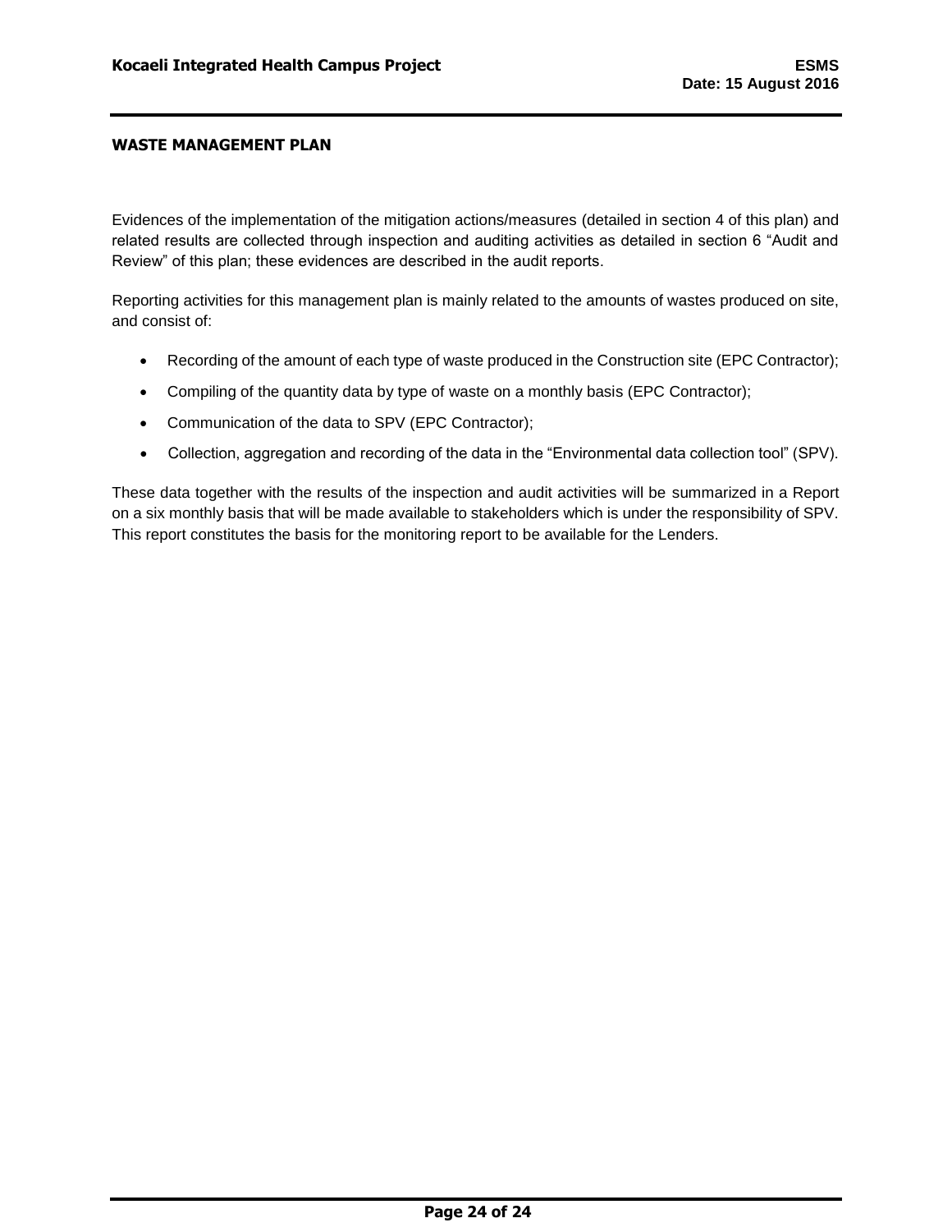Evidences of the implementation of the mitigation actions/measures (detailed in section 4 of this plan) and related results are collected through inspection and auditing activities as detailed in section 6 "Audit and Review" of this plan; these evidences are described in the audit reports.

Reporting activities for this management plan is mainly related to the amounts of wastes produced on site, and consist of:

- Recording of the amount of each type of waste produced in the Construction site (EPC Contractor);
- Compiling of the quantity data by type of waste on a monthly basis (EPC Contractor);
- Communication of the data to SPV (EPC Contractor);
- Collection, aggregation and recording of the data in the "Environmental data collection tool" (SPV).

These data together with the results of the inspection and audit activities will be summarized in a Report on a six monthly basis that will be made available to stakeholders which is under the responsibility of SPV. This report constitutes the basis for the monitoring report to be available for the Lenders.